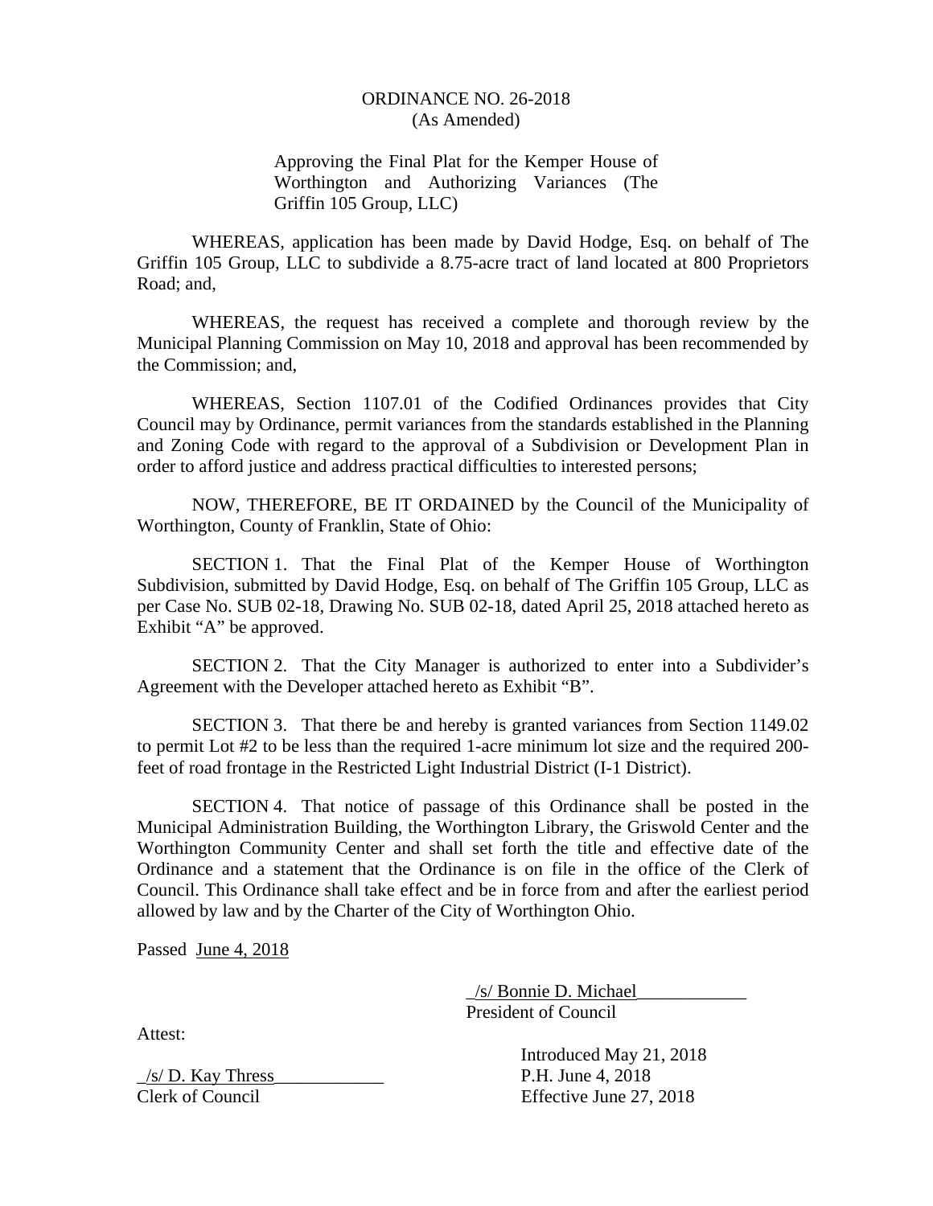# ORDINANCE NO. 26-2018
(As Amended)

Approving the Final Plat for the Kemper House of Worthington and Authorizing Variances (The Griffin 105 Group, LLC)

WHEREAS, application has been made by David Hodge, Esq. on behalf of The Griffin 105 Group, LLC to subdivide a 8.75-acre tract of land located at 800 Proprietors Road; and,

WHEREAS, the request has received a complete and thorough review by the Municipal Planning Commission on May 10, 2018 and approval has been recommended by the Commission; and,

WHEREAS, Section 1107.01 of the Codified Ordinances provides that City Council may by Ordinance, permit variances from the standards established in the Planning and Zoning Code with regard to the approval of a Subdivision or Development Plan in order to afford justice and address practical difficulties to interested persons;

NOW, THEREFORE, BE IT ORDAINED by the Council of the Municipality of Worthington, County of Franklin, State of Ohio:

SECTION 1. That the Final Plat of the Kemper House of Worthington Subdivision, submitted by David Hodge, Esq. on behalf of The Griffin 105 Group, LLC as per Case No. SUB 02-18, Drawing No. SUB 02-18, dated April 25, 2018 attached hereto as Exhibit "A" be approved.

SECTION 2. That the City Manager is authorized to enter into a Subdivider's Agreement with the Developer attached hereto as Exhibit "B".

SECTION 3. That there be and hereby is granted variances from Section 1149.02 to permit Lot #2 to be less than the required 1-acre minimum lot size and the required 200-feet of road frontage in the Restricted Light Industrial District (I-1 District).

SECTION 4. That notice of passage of this Ordinance shall be posted in the Municipal Administration Building, the Worthington Library, the Griswold Center and the Worthington Community Center and shall set forth the title and effective date of the Ordinance and a statement that the Ordinance is on file in the office of the Clerk of Council. This Ordinance shall take effect and be in force from and after the earliest period allowed by law and by the Charter of the City of Worthington Ohio.

Passed June 4, 2018

_/s/ Bonnie D. Michael____________
President of Council

Attest:

_/s/ D. Kay Thress____________
Clerk of Council

Introduced May 21, 2018
P.H. June 4, 2018
Effective June 27, 2018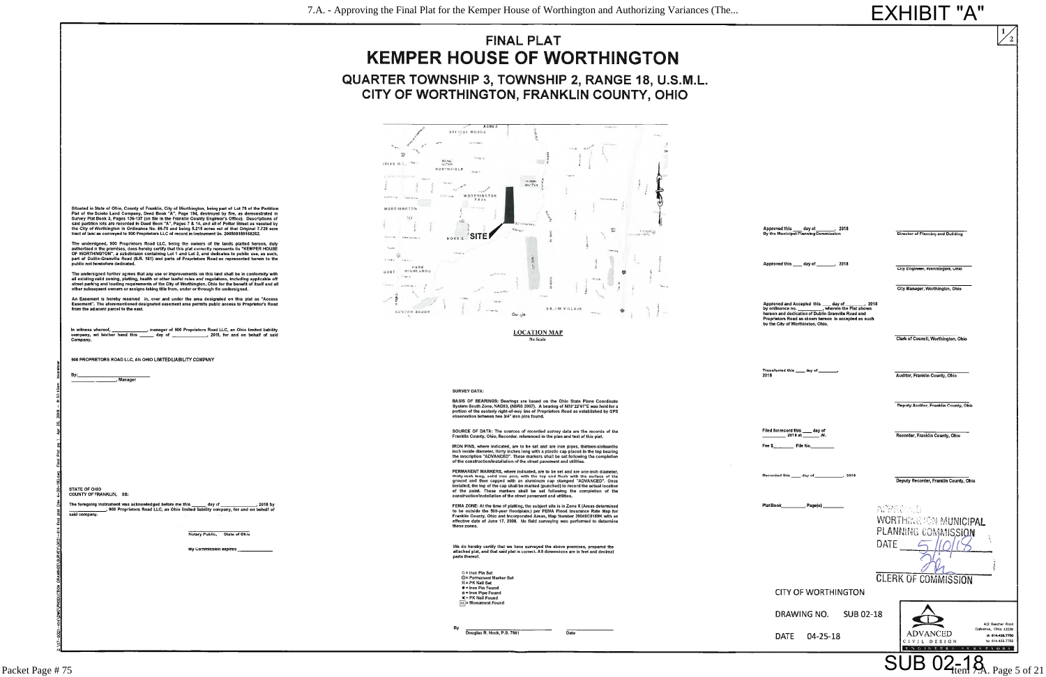EXHIBIT "A"

# FINAL PLAT

# KEMPER HOUSE OF WORTHINGTON

## QUARTER TOWNSHIP 3, TOWNSHIP 2, RANGE 18, U.S.M.L.
## CITY OF WORTHINGTON, FRANKLIN COUNTY, OHIO

Situated in State of Ohio, County of Franklin, City of Worthington, being part of Lot 76 of the Partition Plat of the Scioto Land Company, Deed Book "A", Page 194, destroyed by fire, as demonstrated in Survey Plat Book 3, Pages 136-137 (on file in the Franklin County Engineer's Office). Descriptions of said partition lots are recorded in Deed Book "A", Pages 7 & 14, and all of Potter Street as vacated by the City of Worthington in Ordinance No. 86-70 and being 5.215 acres out of that Original 7.729 acre tract of land as conveyed to 900 Proprietors LLC of record in Instrument No. 200508180168262.

The undersigned, 900 Proprietors Road LLC, being the owners of the lands platted hereon, duly authorized in the premises, does hereby certify that this plat correctly represents its "KEMPER HOUSE OF WORTHINGTON", a subdivision containing Lot 1 and Lot 2, and dedicates to public use, as such, part of Dublin-Granville Road (S.R. 161) and parts of Proprietors Road as represented herein to the public not heretofore dedicated.

The undersigned further agrees that any use or improvements on this land shall be in conformity with all existing valid zoning, platting, health or other lawful rules and regulations, including applicable off street parking and loading requirements of the City of Worthington, Ohio for the benefit of itself and all other subsequent owners or assigns taking title from, under or through the undersigned.

An Easement is hereby reserved in, over and under the area designated on this plat as "Access Easement". The aforementioned designated easement area permits public access to Proprietor's Road from the adjacent parcel to the east.

In witness whereof, _____________, manager of 900 Proprietors Road LLC, an Ohio limited liability company, set his/her hand this _____ day of _____________, 2018, for and on behalf of said Company.

900 PROPRIETORS ROAD LLC, AN OHIO LIMITED LIABILITY COMPANY

By:_________________________
_________________, Manager

STATE OF OHIO
COUNTY OF FRANKLIN, SS:

The foregoing instrument was acknowledged before me this _____ day of _____________, 2018 by _____________, 900 Proprietors Road LLC, an Ohio limited liability company, for and on behalf of said company.

Notary Public, State of Ohio

My commission expires _____________

**LOCATION MAP**
No Scale

SURVEY DATA:

BASIS OF BEARINGS: Bearings are based on the Ohio State Plane Coordinate System South Zone, NAD83, (NSRS 2007). A bearing of N03°22'41"E was held for a portion of the easterly right-of-way line of Proprietors Road as established by GPS observation between two 3/4" iron pins found.

SOURCE OF DATA: The sources of recorded survey data are the records of the Franklin County, Ohio, Recorder, referenced in the plan and text of this plat.

IRON PINS, where indicated, are to be set and are iron pipes, thirteen-sixteenths inch inside diameter, thirty inches long with a plastic cap placed in the top bearing the inscription "ADVANCED". These markers shall be set following the completion of the construction/installation of the street pavement and utilities.

PERMANENT MARKERS, where indicated, are to be set and are one-inch diameter, thirty-inch long, solid iron pins, with the top end flush with the surface of the ground and then capped with an aluminum cap stamped "ADVANCED". Once installed, the top of the cap shall be marked (punched) to record the actual location of the point. These markers shall be set following the completion of the construction/installation of the street pavement and utilities.

FEMA ZONE: At the time of platting, the subject site is in Zone X (Areas determined to be outside the 500-year floodplain.) per FEMA Flood Insurance Rate Map for Franklin County, Ohio and Incorporated Areas, Map Number 39049C0189K with an effective date of June 17, 2008. No field surveying was performed to determine these zones.

We do hereby certify that we have surveyed the above premises, prepared the attached plat, and that said plat is correct. All dimensions are in feet and decimal parts thereof.

- ○ = Iron Pin Set
- ◎ = Permanent Marker Set
- ⊠ = PK Nail Set
- ● = Iron Pin Found
- ⊙ = Iron Pipe Found
- ✕ = PK Nail Found
- ▣ = Monument Found

By _________________________ Date _____________
Douglas R. Hock, P.S. 7661

Approved this ____ day of _______, 2018 By the Municipal Planning Commission — Director of Planning and Building

Approved this ____ day of _______, 2018 — City Engineer, Worthington, Ohio

City Manager, Worthington, Ohio

Approved and Accepted this ____ day of _______, 2018 by ordinance no. _________, wherein the Plat shown hereon and dedication of Dublin Granville Road and Proprietors Road as shown hereon is accepted as such by the City of Worthington, Ohio. — Clerk of Council, Worthington, Ohio

Transferred this ____ day of _______, 2018 — Auditor, Franklin County, Ohio

Deputy Auditor, Franklin County, Ohio

Filed for record this ____ day of _________ 2018 at _______ .M. — Recorder, Franklin County, Ohio

Fee $________ File No.________

Recorded this ____ day of ___________, 2018 — Deputy Recorder, Franklin County, Ohio

Plat Book_________ Page(s) ________

APPROVED
WORTHINGTON MUNICIPAL PLANNING COMMISSION
DATE 5/10/18
CLERK OF COMMISSION

CITY OF WORTHINGTON
DRAWING NO. SUB 02-18
DATE 04-25-18

ADVANCED CIVIL DESIGN
422 Beecher Road, Gahanna, Ohio 43230
ph 614.428.7750 fax 614.428.7755

SUB 02-18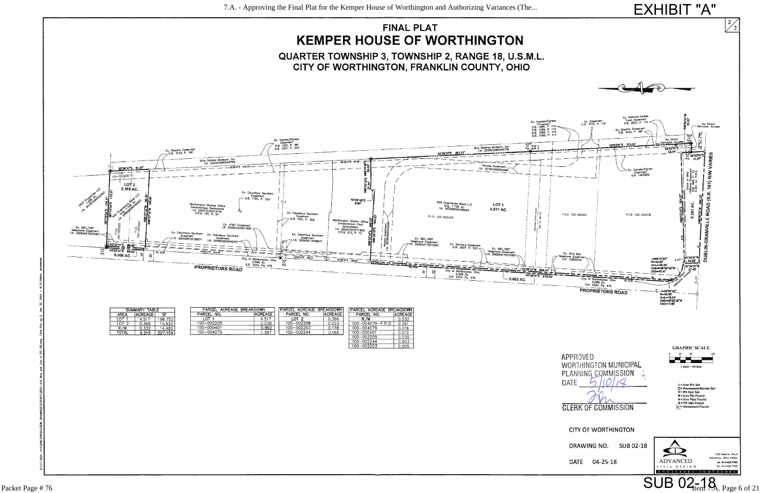EXHIBIT "A"

# FINAL PLAT

# KEMPER HOUSE OF WORTHINGTON

## QUARTER TOWNSHIP 3, TOWNSHIP 2, RANGE 18, U.S.M.L.

## CITY OF WORTHINGTON, FRANKLIN COUNTY, OHIO

| SUMMARY TABLE | | |
|---|---|---|
| AREA | ACREAGE | SF |
| LOT 1 | 4.517 | 196,752 |
| LOT 2 | 0.366 | 15,920 |
| R/W | 0.332 | 14,482 |
| TOTAL | 5.215 | 227,154 |

| PARCEL ACREAGE BREAKDOWN | |
|---|---|
| PARCEL NO. | ACREAGE |
| LOT 1 | 4.517 |
| 100-002205 | 2.238 |
| 100-000401 | 0.892 |
| 100-004079 | 1.387 |

| PARCEL ACREAGE BREAKDOWN | |
|---|---|
| PARCEL NO. | ACREAGE |
| LOT 2 | 0.366 |
| 100-002208 | 0.023 |
| 100-002203 | 0.178 |
| 100-002244 | 0.165 |

| PARCEL ACREAGE BREAKDOWN | |
|---|---|
| PARCEL NO. | ACREAGE |
| R/W | 0.332 |
| 100-004079-P.R.O. | 0.261 |
| 100-004079 | 0.016 |
| 100-000401 | 0.012 |
| 100-002205 | 0.035 |
| 100-002244 | 0.003 |
| 100-002203 | 0.005 |

APPROVED
WORTHINGTON MUNICIPAL
PLANNING COMMISSION
DATE 5/10/18

CLERK OF COMMISSION

CITY OF WORTHINGTON
DRAWING NO. SUB 02-18
DATE 04-25-18

GRAPHIC SCALE
1 inch = 50 feet

○ = Iron Pin Set
⊚ = Permanent Marker Set
▽ = PK Nail Set
● = Iron Pin Found
◎ = Iron Pipe Found
× = PK Nail Found
M = Monument Found

ADVANCED CIVIL DESIGN ENGINEERS SURVEYORS
422 Beecher Road
Gahanna, Ohio 43230
ph 614.428.7750
fax 614.428.7755

SUB 02-18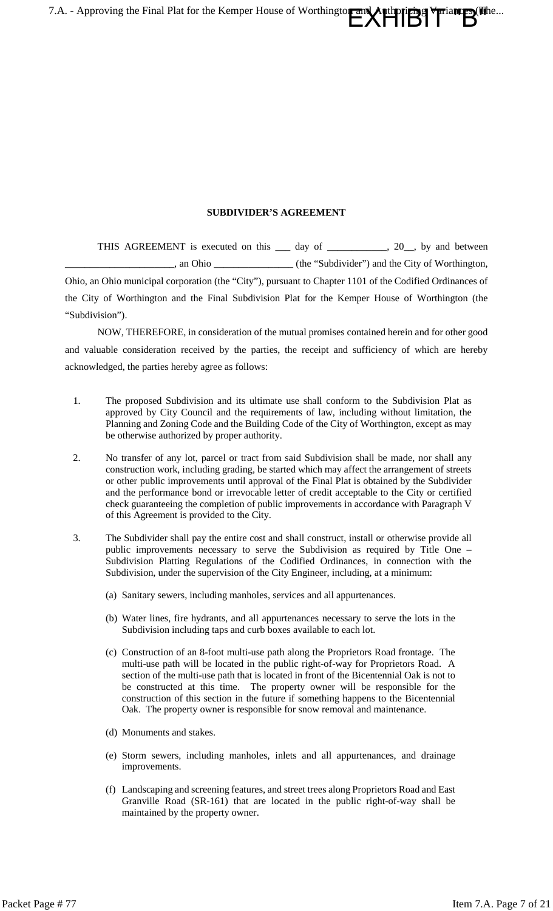EXHIBIT "B"

**SUBDIVIDER'S AGREEMENT**

THIS AGREEMENT is executed on this ___ day of ____________, 20__, by and between ______________________, an Ohio ________________ (the "Subdivider") and the City of Worthington, Ohio, an Ohio municipal corporation (the "City"), pursuant to Chapter 1101 of the Codified Ordinances of the City of Worthington and the Final Subdivision Plat for the Kemper House of Worthington (the "Subdivision").

NOW, THEREFORE, in consideration of the mutual promises contained herein and for other good and valuable consideration received by the parties, the receipt and sufficiency of which are hereby acknowledged, the parties hereby agree as follows:

1. The proposed Subdivision and its ultimate use shall conform to the Subdivision Plat as approved by City Council and the requirements of law, including without limitation, the Planning and Zoning Code and the Building Code of the City of Worthington, except as may be otherwise authorized by proper authority.

2. No transfer of any lot, parcel or tract from said Subdivision shall be made, nor shall any construction work, including grading, be started which may affect the arrangement of streets or other public improvements until approval of the Final Plat is obtained by the Subdivider and the performance bond or irrevocable letter of credit acceptable to the City or certified check guaranteeing the completion of public improvements in accordance with Paragraph V of this Agreement is provided to the City.

3. The Subdivider shall pay the entire cost and shall construct, install or otherwise provide all public improvements necessary to serve the Subdivision as required by Title One – Subdivision Platting Regulations of the Codified Ordinances, in connection with the Subdivision, under the supervision of the City Engineer, including, at a minimum:

   (a) Sanitary sewers, including manholes, services and all appurtenances.

   (b) Water lines, fire hydrants, and all appurtenances necessary to serve the lots in the Subdivision including taps and curb boxes available to each lot.

   (c) Construction of an 8-foot multi-use path along the Proprietors Road frontage. The multi-use path will be located in the public right-of-way for Proprietors Road. A section of the multi-use path that is located in front of the Bicentennial Oak is not to be constructed at this time. The property owner will be responsible for the construction of this section in the future if something happens to the Bicentennial Oak. The property owner is responsible for snow removal and maintenance.

   (d) Monuments and stakes.

   (e) Storm sewers, including manholes, inlets and all appurtenances, and drainage improvements.

   (f) Landscaping and screening features, and street trees along Proprietors Road and East Granville Road (SR-161) that are located in the public right-of-way shall be maintained by the property owner.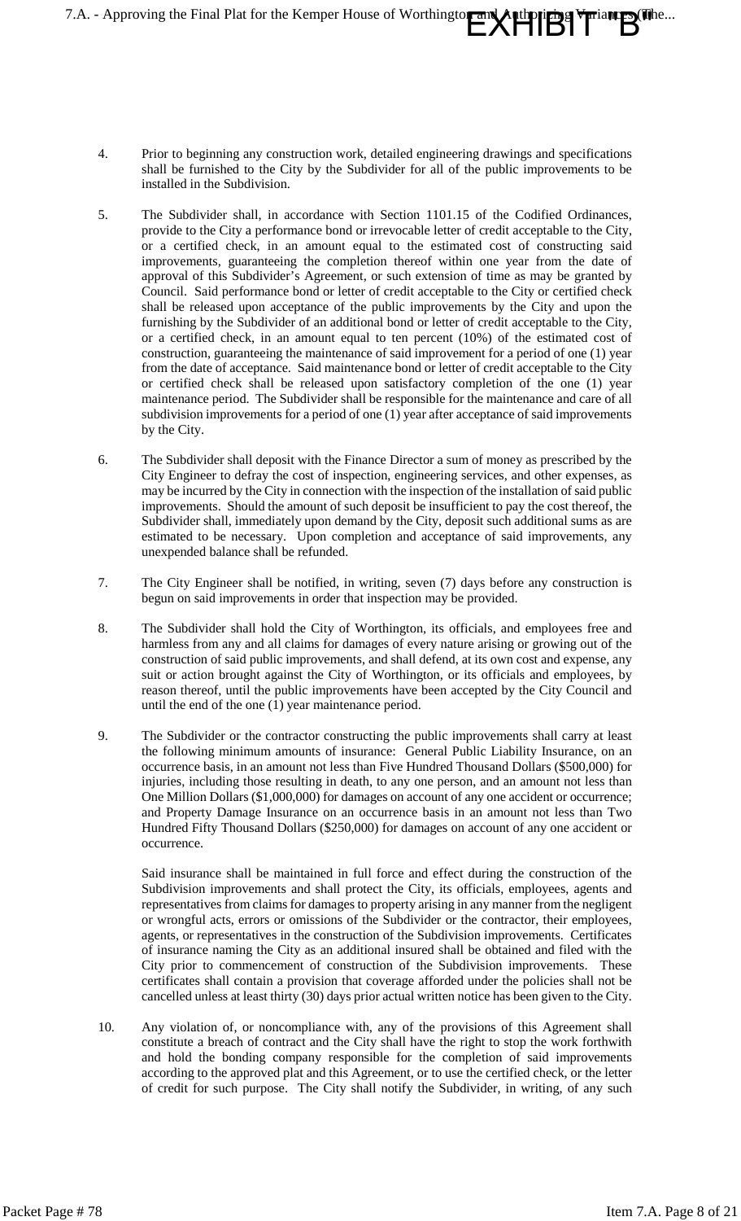4. Prior to beginning any construction work, detailed engineering drawings and specifications shall be furnished to the City by the Subdivider for all of the public improvements to be installed in the Subdivision.

5. The Subdivider shall, in accordance with Section 1101.15 of the Codified Ordinances, provide to the City a performance bond or irrevocable letter of credit acceptable to the City, or a certified check, in an amount equal to the estimated cost of constructing said improvements, guaranteeing the completion thereof within one year from the date of approval of this Subdivider's Agreement, or such extension of time as may be granted by Council. Said performance bond or letter of credit acceptable to the City or certified check shall be released upon acceptance of the public improvements by the City and upon the furnishing by the Subdivider of an additional bond or letter of credit acceptable to the City, or a certified check, in an amount equal to ten percent (10%) of the estimated cost of construction, guaranteeing the maintenance of said improvement for a period of one (1) year from the date of acceptance. Said maintenance bond or letter of credit acceptable to the City or certified check shall be released upon satisfactory completion of the one (1) year maintenance period. The Subdivider shall be responsible for the maintenance and care of all subdivision improvements for a period of one (1) year after acceptance of said improvements by the City.

6. The Subdivider shall deposit with the Finance Director a sum of money as prescribed by the City Engineer to defray the cost of inspection, engineering services, and other expenses, as may be incurred by the City in connection with the inspection of the installation of said public improvements. Should the amount of such deposit be insufficient to pay the cost thereof, the Subdivider shall, immediately upon demand by the City, deposit such additional sums as are estimated to be necessary. Upon completion and acceptance of said improvements, any unexpended balance shall be refunded.

7. The City Engineer shall be notified, in writing, seven (7) days before any construction is begun on said improvements in order that inspection may be provided.

8. The Subdivider shall hold the City of Worthington, its officials, and employees free and harmless from any and all claims for damages of every nature arising or growing out of the construction of said public improvements, and shall defend, at its own cost and expense, any suit or action brought against the City of Worthington, or its officials and employees, by reason thereof, until the public improvements have been accepted by the City Council and until the end of the one (1) year maintenance period.

9. The Subdivider or the contractor constructing the public improvements shall carry at least the following minimum amounts of insurance: General Public Liability Insurance, on an occurrence basis, in an amount not less than Five Hundred Thousand Dollars ($500,000) for injuries, including those resulting in death, to any one person, and an amount not less than One Million Dollars ($1,000,000) for damages on account of any one accident or occurrence; and Property Damage Insurance on an occurrence basis in an amount not less than Two Hundred Fifty Thousand Dollars ($250,000) for damages on account of any one accident or occurrence.

   Said insurance shall be maintained in full force and effect during the construction of the Subdivision improvements and shall protect the City, its officials, employees, agents and representatives from claims for damages to property arising in any manner from the negligent or wrongful acts, errors or omissions of the Subdivider or the contractor, their employees, agents, or representatives in the construction of the Subdivision improvements. Certificates of insurance naming the City as an additional insured shall be obtained and filed with the City prior to commencement of construction of the Subdivision improvements. These certificates shall contain a provision that coverage afforded under the policies shall not be cancelled unless at least thirty (30) days prior actual written notice has been given to the City.

10. Any violation of, or noncompliance with, any of the provisions of this Agreement shall constitute a breach of contract and the City shall have the right to stop the work forthwith and hold the bonding company responsible for the completion of said improvements according to the approved plat and this Agreement, or to use the certified check, or the letter of credit for such purpose. The City shall notify the Subdivider, in writing, of any such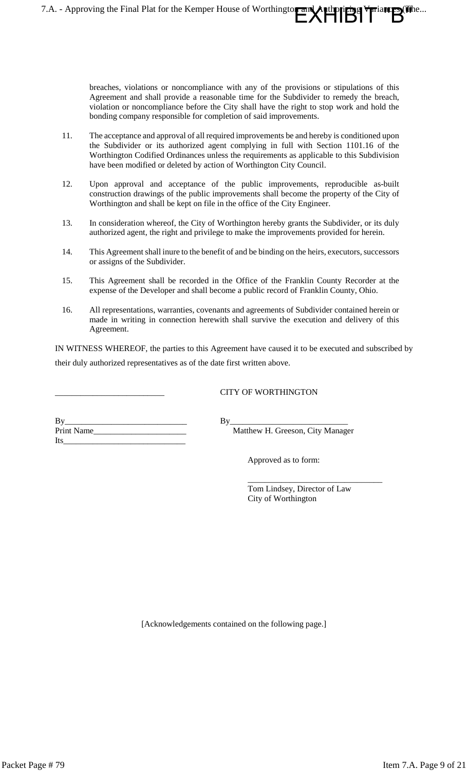breaches, violations or noncompliance with any of the provisions or stipulations of this Agreement and shall provide a reasonable time for the Subdivider to remedy the breach, violation or noncompliance before the City shall have the right to stop work and hold the bonding company responsible for completion of said improvements.

11. The acceptance and approval of all required improvements be and hereby is conditioned upon the Subdivider or its authorized agent complying in full with Section 1101.16 of the Worthington Codified Ordinances unless the requirements as applicable to this Subdivision have been modified or deleted by action of Worthington City Council.

12. Upon approval and acceptance of the public improvements, reproducible as-built construction drawings of the public improvements shall become the property of the City of Worthington and shall be kept on file in the office of the City Engineer.

13. In consideration whereof, the City of Worthington hereby grants the Subdivider, or its duly authorized agent, the right and privilege to make the improvements provided for herein.

14. This Agreement shall inure to the benefit of and be binding on the heirs, executors, successors or assigns of the Subdivider.

15. This Agreement shall be recorded in the Office of the Franklin County Recorder at the expense of the Developer and shall become a public record of Franklin County, Ohio.

16. All representations, warranties, covenants and agreements of Subdivider contained herein or made in writing in connection herewith shall survive the execution and delivery of this Agreement.

IN WITNESS WHEREOF, the parties to this Agreement have caused it to be executed and subscribed by their duly authorized representatives as of the date first written above.

__________________________

By_____________________________
Print Name______________________
Its_____________________________

CITY OF WORTHINGTON

By____________________________
Matthew H. Greeson, City Manager

Approved as to form:

________________________________
Tom Lindsey, Director of Law
City of Worthington

[Acknowledgements contained on the following page.]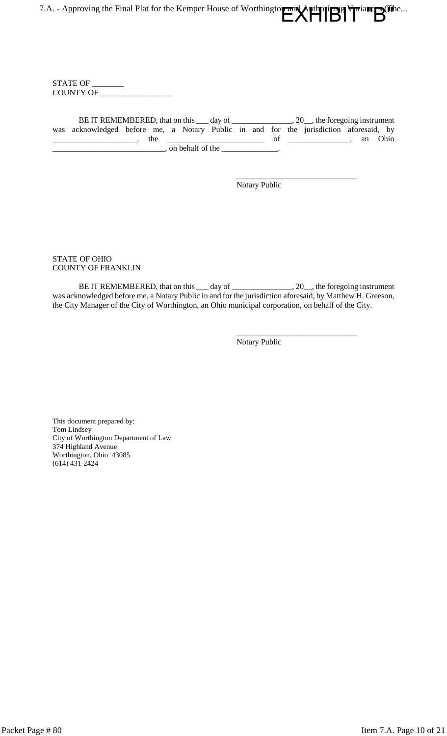EXHIBIT "B"

STATE OF ________
COUNTY OF __________________

BE IT REMEMBERED, that on this ___ day of _______________, 20__, the foregoing instrument was acknowledged before me, a Notary Public in and for the jurisdiction aforesaid, by ____________________, the ________________________ of _______________, an Ohio ____________________________, on behalf of the ______________.

______________________________
Notary Public

STATE OF OHIO
COUNTY OF FRANKLIN

BE IT REMEMBERED, that on this ___ day of _______________, 20__, the foregoing instrument was acknowledged before me, a Notary Public in and for the jurisdiction aforesaid, by Matthew H. Greeson, the City Manager of the City of Worthington, an Ohio municipal corporation, on behalf of the City.

______________________________
Notary Public

This document prepared by:
Tom Lindsey
City of Worthington Department of Law
374 Highland Avenue
Worthington, Ohio 43085
(614) 431-2424